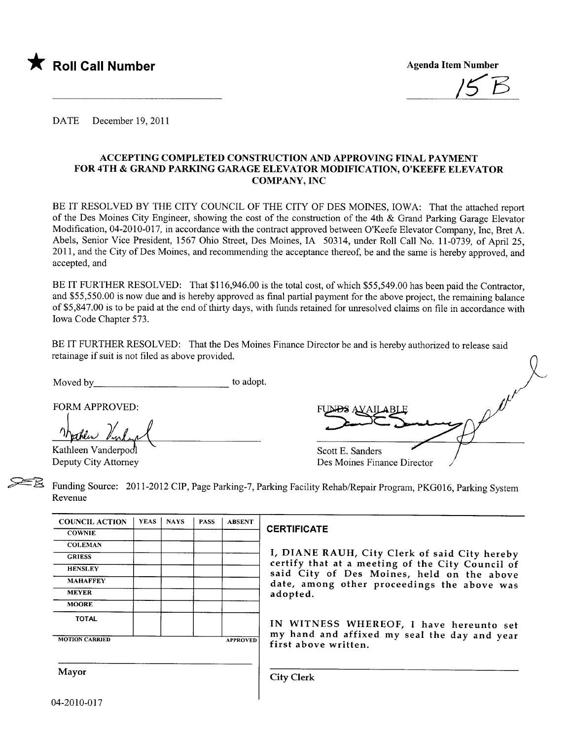★ **Roll Call Number**

**Agenda Item Number**

15B

DATE December 19, 2011

**ACCEPTING COMPLETED CONSTRUCTION AND APPROVING FINAL PAYMENT FOR 4TH & GRAND PARKING GARAGE ELEVATOR MODIFICATION, O'KEEFE ELEVATOR COMPANY, INC**

BE IT RESOLVED BY THE CITY COUNCIL OF THE CITY OF DES MOINES, IOWA: That the attached report of the Des Moines City Engineer, showing the cost of the construction of the 4th & Grand Parking Garage Elevator Modification, 04-2010-017, in accordance with the contract approved between O'Keefe Elevator Company, Inc, Bret A. Abels, Senior Vice President, 1567 Ohio Street, Des Moines, IA 50314, under Roll Call No. 11-0739, of April 25, 2011, and the City of Des Moines, and recommending the acceptance thereof, be and the same is hereby approved, and accepted, and

BE IT FURTHER RESOLVED: That $116,946.00 is the total cost, of which $55,549.00 has been paid the Contractor, and $55,550.00 is now due and is hereby approved as final partial payment for the above project, the remaining balance of $5,847.00 is to be paid at the end of thirty days, with funds retained for unresolved claims on file in accordance with Iowa Code Chapter 573.

BE IT FURTHER RESOLVED: That the Des Moines Finance Director be and is hereby authorized to release said retainage if suit is not filed as above provided.

Moved by\_\_\_\_\_\_\_\_\_\_\_\_\_\_\_\_\_\_\_\_\_\_\_\_\_\_ to adopt.

FORM APPROVED:

Kathleen Vanderpool
Deputy City Attorney

FUNDS AVAILABLE

Scott E. Sanders
Des Moines Finance Director

Funding Source: 2011-2012 CIP, Page Parking-7, Parking Facility Rehab/Repair Program, PKG016, Parking System Revenue

| COUNCIL ACTION | YEAS | NAYS | PASS | ABSENT |
|---|---|---|---|---|
| COWNIE | | | | |
| COLEMAN | | | | |
| GRIESS | | | | |
| HENSLEY | | | | |
| MAHAFFEY | | | | |
| MEYER | | | | |
| MOORE | | | | |
| TOTAL | | | | |
| MOTION CARRIED | | | | APPROVED |

Mayor

**CERTIFICATE**

I, DIANE RAUH, City Clerk of said City hereby certify that at a meeting of the City Council of said City of Des Moines, held on the above date, among other proceedings the above was adopted.

IN WITNESS WHEREOF, I have hereunto set my hand and affixed my seal the day and year first above written.

City Clerk

04-2010-017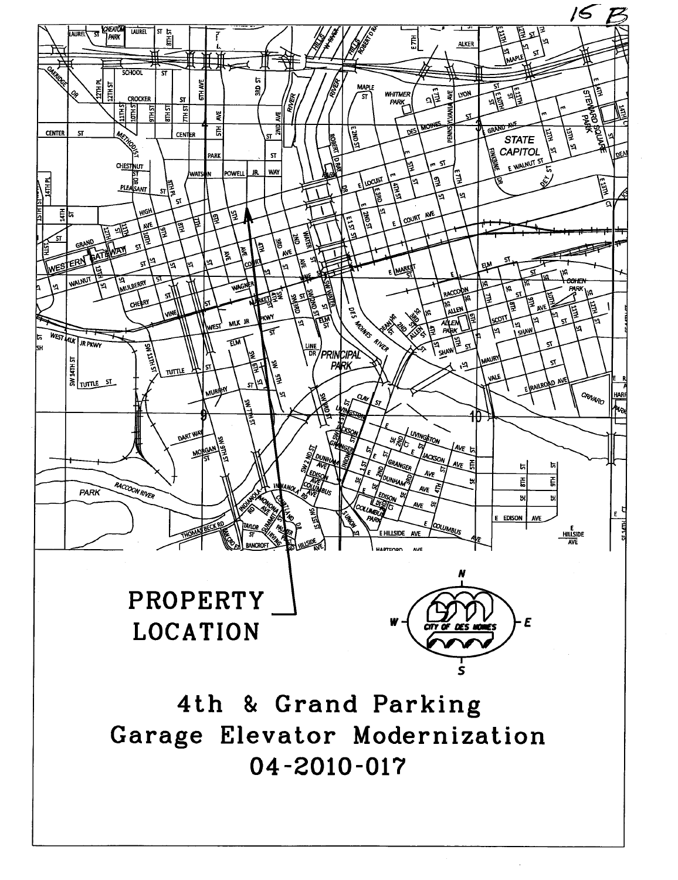16 B

PROPERTY LOCATION

# 4th & Grand Parking Garage Elevator Modernization 04-2010-017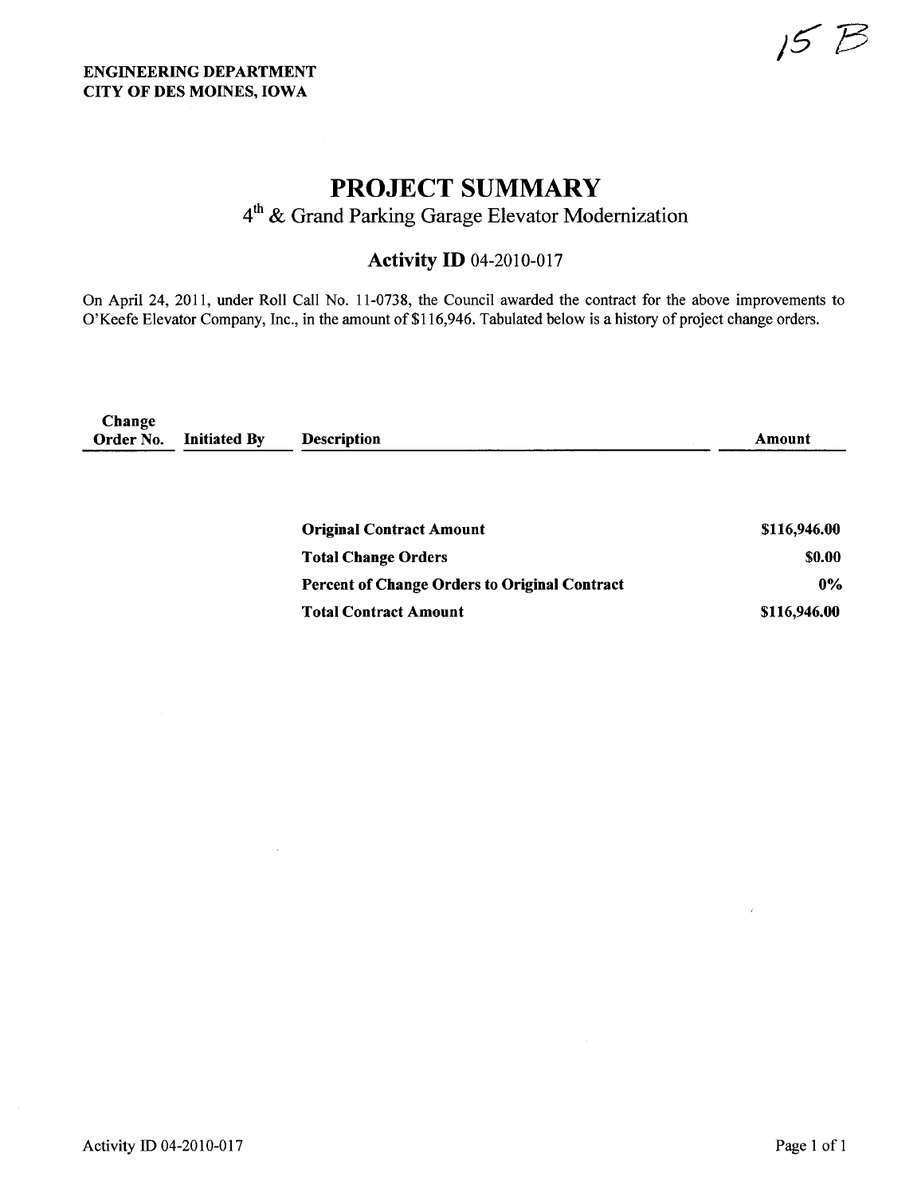15 B

**ENGINEERING DEPARTMENT**
**CITY OF DES MOINES, IOWA**

# PROJECT SUMMARY

## 4th & Grand Parking Garage Elevator Modernization

### Activity ID 04-2010-017

On April 24, 2011, under Roll Call No. 11-0738, the Council awarded the contract for the above improvements to O'Keefe Elevator Company, Inc., in the amount of $116,946. Tabulated below is a history of project change orders.

| Change Order No. | Initiated By | Description | Amount |
|---|---|---|---|
| | | **Original Contract Amount** | **$116,946.00** |
| | | **Total Change Orders** | **$0.00** |
| | | **Percent of Change Orders to Original Contract** | **0%** |
| | | **Total Contract Amount** | **$116,946.00** |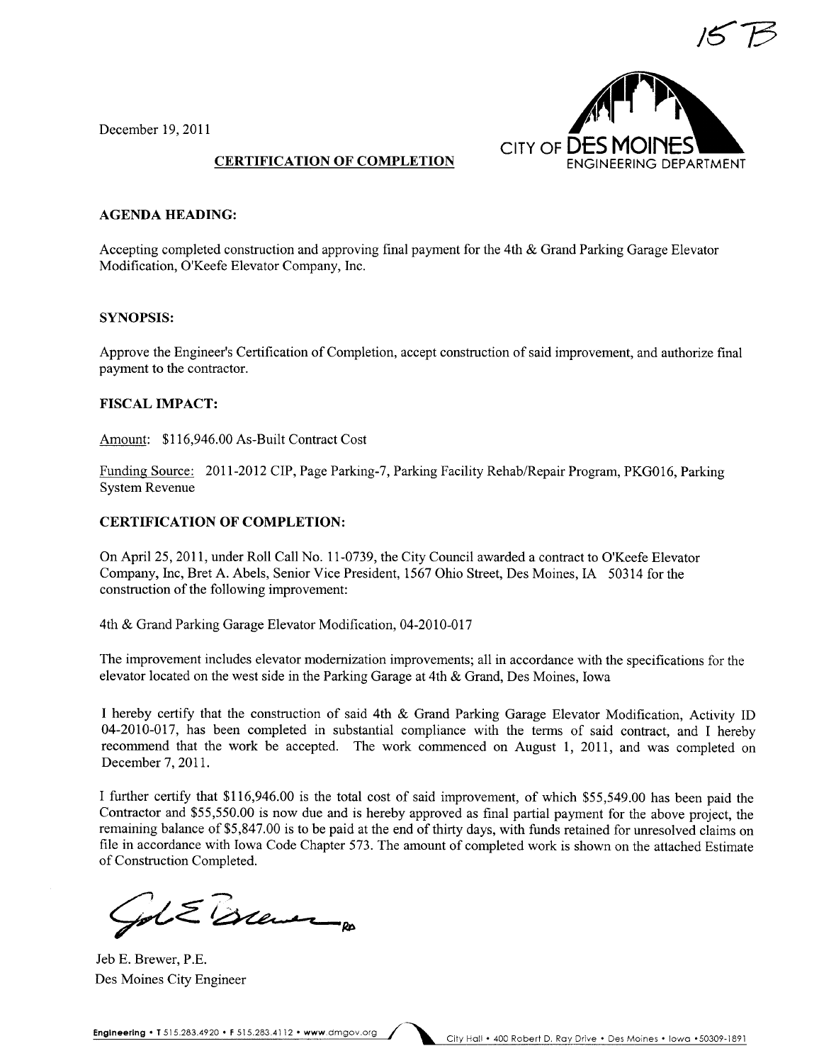15 B

December 19, 2011

CITY OF DES MOINES
ENGINEERING DEPARTMENT

**CERTIFICATION OF COMPLETION**

**AGENDA HEADING:**

Accepting completed construction and approving final payment for the 4th & Grand Parking Garage Elevator Modification, O'Keefe Elevator Company, Inc.

**SYNOPSIS:**

Approve the Engineer's Certification of Completion, accept construction of said improvement, and authorize final payment to the contractor.

**FISCAL IMPACT:**

Amount: $116,946.00 As-Built Contract Cost

Funding Source: 2011-2012 CIP, Page Parking-7, Parking Facility Rehab/Repair Program, PKG016, Parking System Revenue

**CERTIFICATION OF COMPLETION:**

On April 25, 2011, under Roll Call No. 11-0739, the City Council awarded a contract to O'Keefe Elevator Company, Inc, Bret A. Abels, Senior Vice President, 1567 Ohio Street, Des Moines, IA 50314 for the construction of the following improvement:

4th & Grand Parking Garage Elevator Modification, 04-2010-017

The improvement includes elevator modernization improvements; all in accordance with the specifications for the elevator located on the west side in the Parking Garage at 4th & Grand, Des Moines, Iowa

I hereby certify that the construction of said 4th & Grand Parking Garage Elevator Modification, Activity ID 04-2010-017, has been completed in substantial compliance with the terms of said contract, and I hereby recommend that the work be accepted. The work commenced on August 1, 2011, and was completed on December 7, 2011.

I further certify that $116,946.00 is the total cost of said improvement, of which $55,549.00 has been paid the Contractor and $55,550.00 is now due and is hereby approved as final partial payment for the above project, the remaining balance of $5,847.00 is to be paid at the end of thirty days, with funds retained for unresolved claims on file in accordance with Iowa Code Chapter 573. The amount of completed work is shown on the attached Estimate of Construction Completed.

Jeb E. Brewer, P.E.
Des Moines City Engineer

Engineering • T 515.283.4920 • F 515.283.4112 • www.dmgov.org — City Hall • 400 Robert D. Ray Drive • Des Moines • Iowa • 50309-1891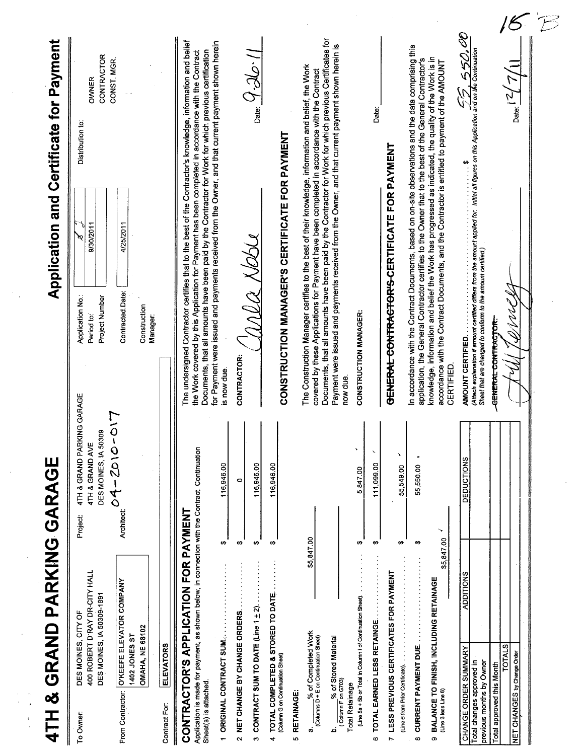# 4TH & GRAND PARKING GARAGE

# Application and Certificate for Payment

15 B

| | | | | | |
|---|---|---|---|---|---|
| To Owner: | DES MOINES, CITY OF<br>400 ROBERT D RAY DR-CITY HALL<br>DES MOINES, IA 50309-1891 | Project: | 4TH & GRAND PARKING GARAGE<br>4TH & GRAND AVE<br>DES MOINES, IA 50309 | Application No.:<br>Period to:<br>Project Number | 8 2<br>9/30/2011 |
| From Contractor: | O'KEEFE ELEVATOR COMPANY<br>1402 JONES ST<br>OMAHA, NE 68102 | Architect: | 04-2010-017 | Contracted Date:<br>Construction Manager: | 4/25/2011 |
| Contract For: | ELEVATORS | | | | |

Distribution to: OWNER, CONTRACTOR, CONST. MGR.

## CONTRACTOR'S APPLICATION FOR PAYMENT

Application is made for payment, as shown below, in connection with the Contract. Continuation Sheet(s) is attached.

1. ORIGINAL CONTRACT SUM ........ $ 116,946.00
2. NET CHANGE BY CHANGE ORDERS ........ $ 0
3. CONTRACT SUM TO DATE (Line 1 ± 2) ........ $ 116,946.00
4. TOTAL COMPLETED & STORED TO DATE ........ $ 116,946.00
   (Column G on Continuation Sheet)
5. RETAINAGE:
   a. ____% of Completed Work (Columns D + E on Continuation Sheet) $5,847.00
   b. ____% of Stored Material (Column F on G703)
   Total Retainage (Line 5a + 5b or Total in Column I of Continuation Sheet) ........ $ 5,847.00
6. TOTAL EARNED LESS RETAINAGE ........ $ 111,099.00
7. LESS PREVIOUS CERTIFICATES FOR PAYMENT (Line 6 from Prior Certificate) ........ $ 55,549.00
8. CURRENT PAYMENT DUE ........ $ 55,550.00
9. BALANCE TO FINISH, INCLUDING RETAINAGE (Line 3 less Line 6) $5,847.00

| CHANGE ORDER SUMMARY | ADDITIONS | DEDUCTIONS |
|---|---|---|
| Total changes approved in previous months by Owner | | |
| Total approved this Month | | |
| TOTALS | | |
| NET CHANGES by Change Order | | |

The undersigned Contractor certifies that to the best of the Contractor's knowledge, information and belief the Work covered by this Application for Payment has been completed in accordance with the Contract Documents, that all amounts have been paid by the Contractor for Work for which previous certification for Payment were issued and payments received from the Owner, and that current payment shown herein is now due.

CONTRACTOR: *Carla Noble* Date: 9-26-11

## CONSTRUCTION MANAGER'S CERTIFICATE FOR PAYMENT

The Construction Manager certifies to the best of their knowledge, information and belief, the Work covered by these Applications for Payment have been completed in accordance with the Contract Documents, that all amounts have been paid by the Contractor for Work for which previous Certificates for Payment were issued and payments received from the Owner, and that current payment shown herein is now due.

CONSTRUCTION MANAGER: ____________ Date: ________

## ~~GENERAL CONTRACTOR'S~~ CERTIFICATE FOR PAYMENT

In accordance with the Contract Documents, based on on-site observations and the data comprising this application, the General Contractor certifies to the Owner that to the best of the General Contractor's knowledge, information and belief the Work has progressed as indicated, the quality of the Work is in accordance with the Contract Documents, and the Contractor is entitled to payment of the AMOUNT CERTIFIED.

AMOUNT CERTIFIED ........ $ 55,550.00

*(Attach explanation if amount certified differs from the amount applied for. Initial all figures on this Application and on the Continuation Sheet that are changed to conform to the amount certified.)*

~~GENERAL CONTRACTOR:~~ *[signature]* Date: 12/7/11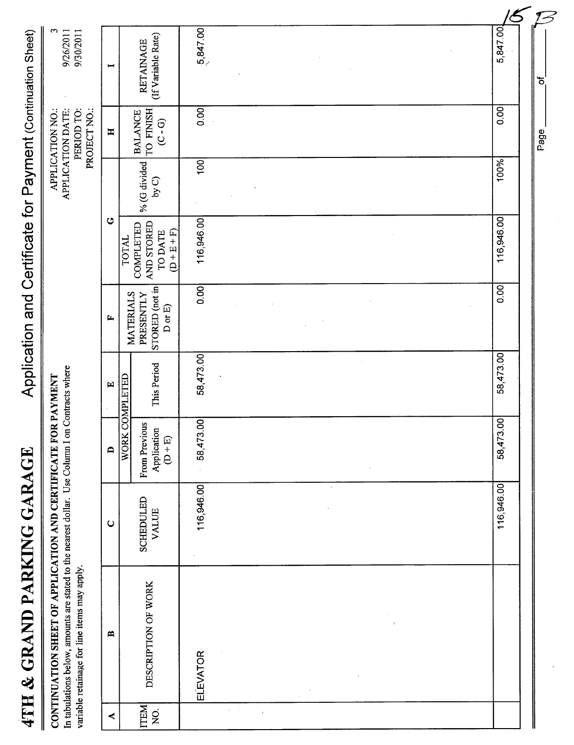# 4TH & GRAND PARKING GARAGE

## Application and Certificate for Payment (Continuation Sheet)

15 B

**CONTINUATION SHEET OF APPLICATION AND CERTIFICATE FOR PAYMENT**
In tabulations below, amounts are stated to the nearest dollar. Use Column I on Contracts where variable retainage for line items may apply.

APPLICATION NO.: 3
APPLICATION DATE: 9/26/2011
PERIOD TO: 9/30/2011
PROJECT NO.:

| A | B | C | D | E | F | G | | H | I |
|---|---|---|---|---|---|---|---|---|---|
| | | | WORK COMPLETED | | | | | | |
| ITEM NO. | DESCRIPTION OF WORK | SCHEDULED VALUE | From Previous Application (D + E) | This Period | MATERIALS PRESENTLY STORED (not in D or E) | TOTAL COMPLETED AND STORED TO DATE (D + E + F) | % (G divided by C) | BALANCE TO FINISH (C - G) | RETAINAGE (If Variable Rate) |
| | ELEVATOR | 116,946.00 | 58,473.00 | 58,473.00 | 0.00 | 116,946.00 | 100 | 0.00 | 5,847.00 |
| | | 116,946.00 | 58,473.00 | 58,473.00 | 0.00 | 116,946.00 | 100% | 0.00 | 5,847.00 |

Page \_\_\_\_\_\_\_ of \_\_\_\_\_\_\_